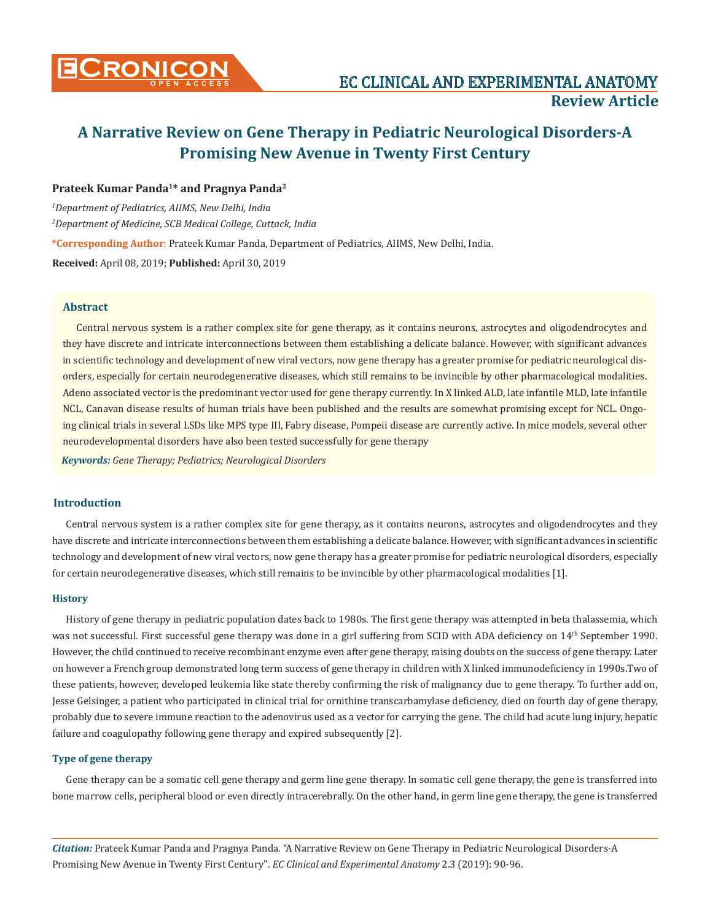# A Narrative Review on Gene Therapy in Pediatric Neurological Disorders-A Promising New Avenue in Twenty First Century

**Prateek Kumar Panda[1]* and Pragnya Panda[2]**

[1]*Department of Pediatrics, AIIMS, New Delhi, India*

[2]*Department of Medicine, SCB Medical College, Cuttack, India*

***Corresponding Author:** Prateek Kumar Panda, Department of Pediatrics, AIIMS, New Delhi, India.

**Received:** April 08, 2019; **Published:** April 30, 2019

## Abstract

Central nervous system is a rather complex site for gene therapy, as it contains neurons, astrocytes and oligodendrocytes and they have discrete and intricate interconnections between them establishing a delicate balance. However, with significant advances in scientific technology and development of new viral vectors, now gene therapy has a greater promise for pediatric neurological disorders, especially for certain neurodegenerative diseases, which still remains to be invincible by other pharmacological modalities. Adeno associated vector is the predominant vector used for gene therapy currently. In X linked ALD, late infantile MLD, late infantile NCL, Canavan disease results of human trials have been published and the results are somewhat promising except for NCL. Ongoing clinical trials in several LSDs like MPS type III, Fabry disease, Pompeii disease are currently active. In mice models, several other neurodevelopmental disorders have also been tested successfully for gene therapy

***Keywords:*** *Gene Therapy; Pediatrics; Neurological Disorders*

## Introduction

Central nervous system is a rather complex site for gene therapy, as it contains neurons, astrocytes and oligodendrocytes and they have discrete and intricate interconnections between them establishing a delicate balance. However, with significant advances in scientific technology and development of new viral vectors, now gene therapy has a greater promise for pediatric neurological disorders, especially for certain neurodegenerative diseases, which still remains to be invincible by other pharmacological modalities [1].

### History

History of gene therapy in pediatric population dates back to 1980s. The first gene therapy was attempted in beta thalassemia, which was not successful. First successful gene therapy was done in a girl suffering from SCID with ADA deficiency on 14th September 1990. However, the child continued to receive recombinant enzyme even after gene therapy, raising doubts on the success of gene therapy. Later on however a French group demonstrated long term success of gene therapy in children with X linked immunodeficiency in 1990s.Two of these patients, however, developed leukemia like state thereby confirming the risk of malignancy due to gene therapy. To further add on, Jesse Gelsinger, a patient who participated in clinical trial for ornithine transcarbamylase deficiency, died on fourth day of gene therapy, probably due to severe immune reaction to the adenovirus used as a vector for carrying the gene. The child had acute lung injury, hepatic failure and coagulopathy following gene therapy and expired subsequently [2].

### Type of gene therapy

Gene therapy can be a somatic cell gene therapy and germ line gene therapy. In somatic cell gene therapy, the gene is transferred into bone marrow cells, peripheral blood or even directly intracerebrally. On the other hand, in germ line gene therapy, the gene is transferred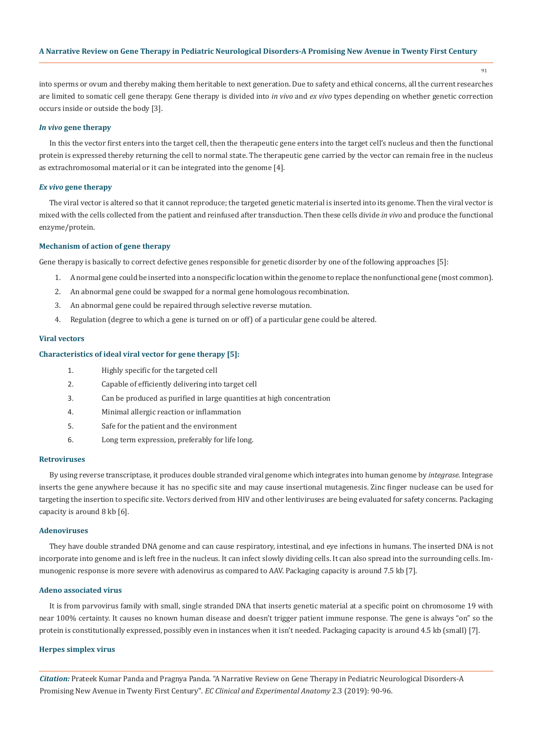into sperms or ovum and thereby making them heritable to next generation. Due to safety and ethical concerns, all the current researches are limited to somatic cell gene therapy. Gene therapy is divided into *in vivo* and *ex vivo* types depending on whether genetic correction occurs inside or outside the body [3].

### *In vivo* gene therapy

In this the vector first enters into the target cell, then the therapeutic gene enters into the target cell's nucleus and then the functional protein is expressed thereby returning the cell to normal state. The therapeutic gene carried by the vector can remain free in the nucleus as extrachromosomal material or it can be integrated into the genome [4].

### *Ex vivo* gene therapy

The viral vector is altered so that it cannot reproduce; the targeted genetic material is inserted into its genome. Then the viral vector is mixed with the cells collected from the patient and reinfused after transduction. Then these cells divide *in vivo* and produce the functional enzyme/protein.

### Mechanism of action of gene therapy

Gene therapy is basically to correct defective genes responsible for genetic disorder by one of the following approaches [5]:

1. A normal gene could be inserted into a nonspecific location within the genome to replace the nonfunctional gene (most common).
2. An abnormal gene could be swapped for a normal gene homologous recombination.
3. An abnormal gene could be repaired through selective reverse mutation.
4. Regulation (degree to which a gene is turned on or off) of a particular gene could be altered.

### Viral vectors

### Characteristics of ideal viral vector for gene therapy [5]:

1. Highly specific for the targeted cell
2. Capable of efficiently delivering into target cell
3. Can be produced as purified in large quantities at high concentration
4. Minimal allergic reaction or inflammation
5. Safe for the patient and the environment
6. Long term expression, preferably for life long.

### Retroviruses

By using reverse transcriptase, it produces double stranded viral genome which integrates into human genome by *integrase*. Integrase inserts the gene anywhere because it has no specific site and may cause insertional mutagenesis. Zinc finger nuclease can be used for targeting the insertion to specific site. Vectors derived from HIV and other lentiviruses are being evaluated for safety concerns. Packaging capacity is around 8 kb [6].

### Adenoviruses

They have double stranded DNA genome and can cause respiratory, intestinal, and eye infections in humans. The inserted DNA is not incorporate into genome and is left free in the nucleus. It can infect slowly dividing cells. It can also spread into the surrounding cells. Immunogenic response is more severe with adenovirus as compared to AAV. Packaging capacity is around 7.5 kb [7].

### Adeno associated virus

It is from parvovirus family with small, single stranded DNA that inserts genetic material at a specific point on chromosome 19 with near 100% certainty. It causes no known human disease and doesn't trigger patient immune response. The gene is always "on" so the protein is constitutionally expressed, possibly even in instances when it isn't needed. Packaging capacity is around 4.5 kb (small) [7].

### Herpes simplex virus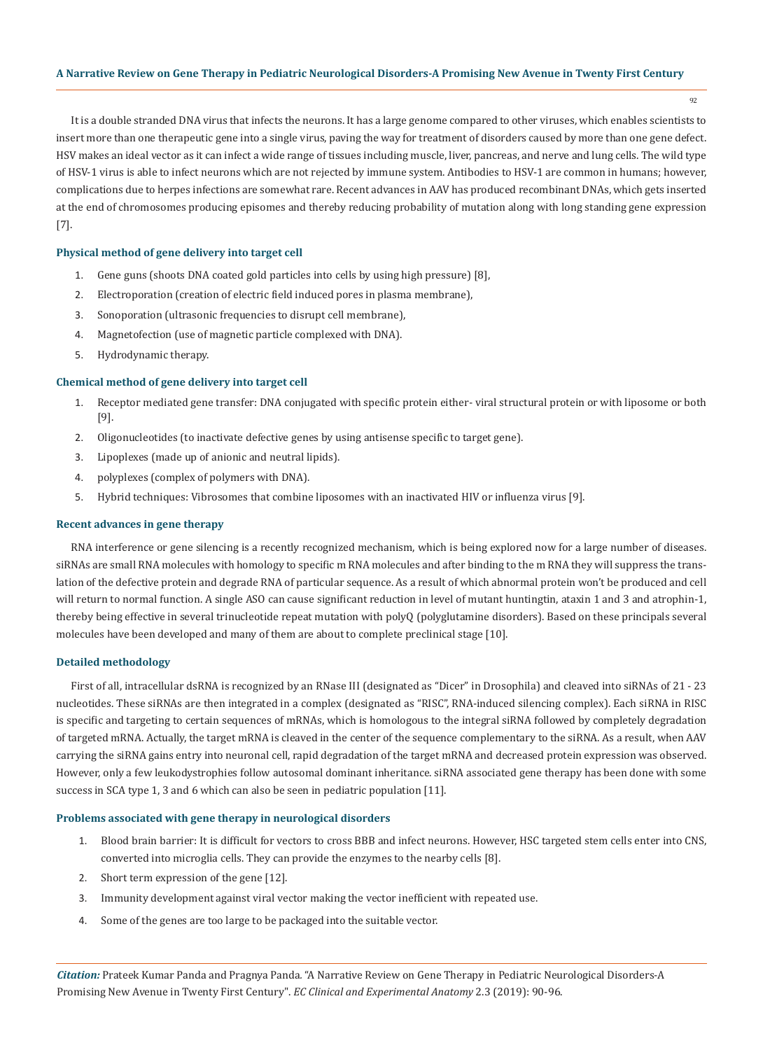It is a double stranded DNA virus that infects the neurons. It has a large genome compared to other viruses, which enables scientists to insert more than one therapeutic gene into a single virus, paving the way for treatment of disorders caused by more than one gene defect. HSV makes an ideal vector as it can infect a wide range of tissues including muscle, liver, pancreas, and nerve and lung cells. The wild type of HSV-1 virus is able to infect neurons which are not rejected by immune system. Antibodies to HSV-1 are common in humans; however, complications due to herpes infections are somewhat rare. Recent advances in AAV has produced recombinant DNAs, which gets inserted at the end of chromosomes producing episomes and thereby reducing probability of mutation along with long standing gene expression [7].

### Physical method of gene delivery into target cell

1. Gene guns (shoots DNA coated gold particles into cells by using high pressure) [8],
2. Electroporation (creation of electric field induced pores in plasma membrane),
3. Sonoporation (ultrasonic frequencies to disrupt cell membrane),
4. Magnetofection (use of magnetic particle complexed with DNA).
5. Hydrodynamic therapy.

### Chemical method of gene delivery into target cell

1. Receptor mediated gene transfer: DNA conjugated with specific protein either- viral structural protein or with liposome or both [9].
2. Oligonucleotides (to inactivate defective genes by using antisense specific to target gene).
3. Lipoplexes (made up of anionic and neutral lipids).
4. polyplexes (complex of polymers with DNA).
5. Hybrid techniques: Vibrosomes that combine liposomes with an inactivated HIV or influenza virus [9].

### Recent advances in gene therapy

RNA interference or gene silencing is a recently recognized mechanism, which is being explored now for a large number of diseases. siRNAs are small RNA molecules with homology to specific m RNA molecules and after binding to the m RNA they will suppress the translation of the defective protein and degrade RNA of particular sequence. As a result of which abnormal protein won't be produced and cell will return to normal function. A single ASO can cause significant reduction in level of mutant huntingtin, ataxin 1 and 3 and atrophin-1, thereby being effective in several trinucleotide repeat mutation with polyQ (polyglutamine disorders). Based on these principals several molecules have been developed and many of them are about to complete preclinical stage [10].

### Detailed methodology

First of all, intracellular dsRNA is recognized by an RNase III (designated as "Dicer" in Drosophila) and cleaved into siRNAs of 21 - 23 nucleotides. These siRNAs are then integrated in a complex (designated as "RISC", RNA-induced silencing complex). Each siRNA in RISC is specific and targeting to certain sequences of mRNAs, which is homologous to the integral siRNA followed by completely degradation of targeted mRNA. Actually, the target mRNA is cleaved in the center of the sequence complementary to the siRNA. As a result, when AAV carrying the siRNA gains entry into neuronal cell, rapid degradation of the target mRNA and decreased protein expression was observed. However, only a few leukodystrophies follow autosomal dominant inheritance. siRNA associated gene therapy has been done with some success in SCA type 1, 3 and 6 which can also be seen in pediatric population [11].

### Problems associated with gene therapy in neurological disorders

1. Blood brain barrier: It is difficult for vectors to cross BBB and infect neurons. However, HSC targeted stem cells enter into CNS, converted into microglia cells. They can provide the enzymes to the nearby cells [8].
2. Short term expression of the gene [12].
3. Immunity development against viral vector making the vector inefficient with repeated use.
4. Some of the genes are too large to be packaged into the suitable vector.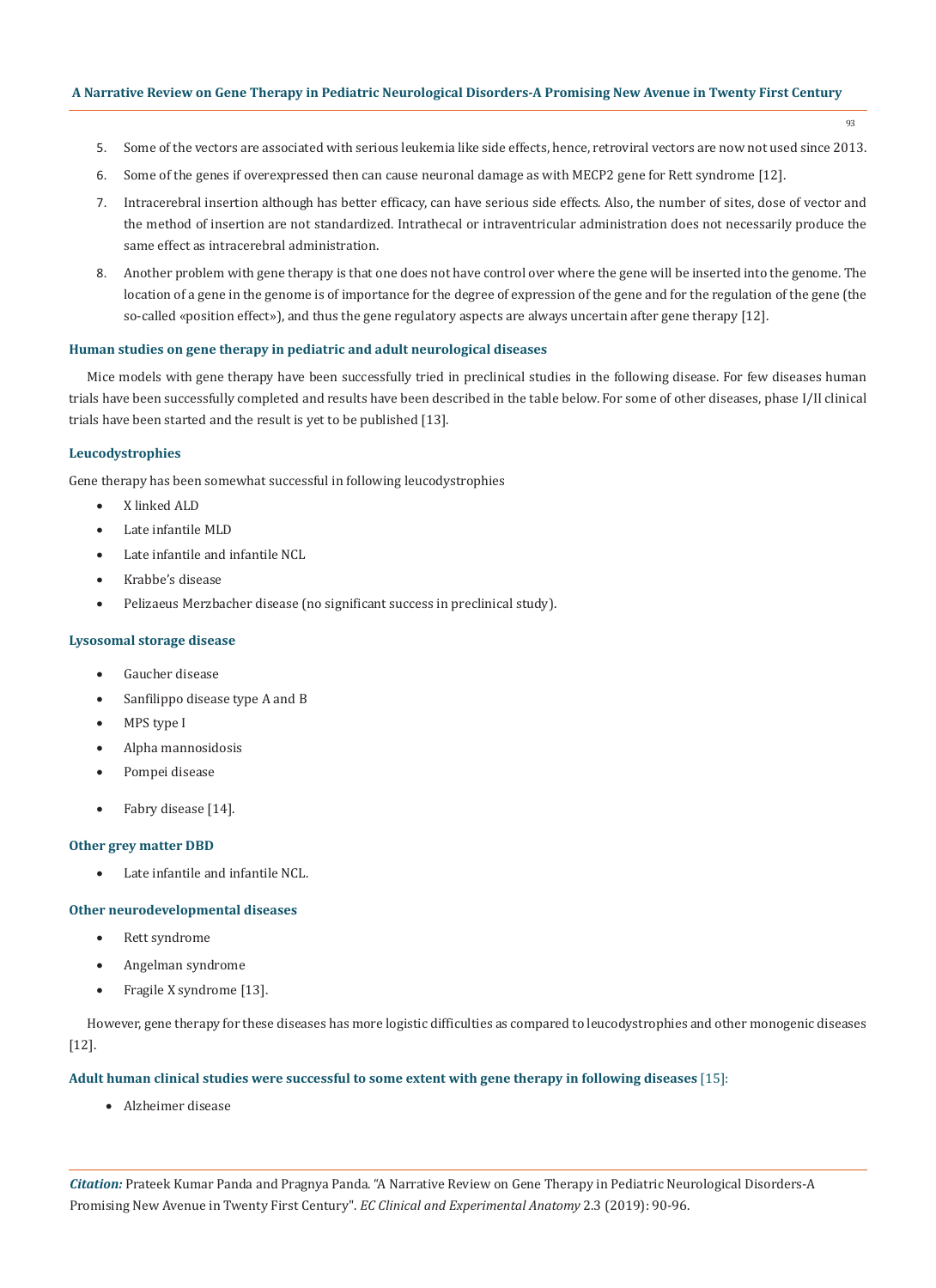5. Some of the vectors are associated with serious leukemia like side effects, hence, retroviral vectors are now not used since 2013.
6. Some of the genes if overexpressed then can cause neuronal damage as with MECP2 gene for Rett syndrome [12].
7. Intracerebral insertion although has better efficacy, can have serious side effects. Also, the number of sites, dose of vector and the method of insertion are not standardized. Intrathecal or intraventricular administration does not necessarily produce the same effect as intracerebral administration.
8. Another problem with gene therapy is that one does not have control over where the gene will be inserted into the genome. The location of a gene in the genome is of importance for the degree of expression of the gene and for the regulation of the gene (the so-called «position effect»), and thus the gene regulatory aspects are always uncertain after gene therapy [12].

### Human studies on gene therapy in pediatric and adult neurological diseases

Mice models with gene therapy have been successfully tried in preclinical studies in the following disease. For few diseases human trials have been successfully completed and results have been described in the table below. For some of other diseases, phase I/II clinical trials have been started and the result is yet to be published [13].

### Leucodystrophies

Gene therapy has been somewhat successful in following leucodystrophies

- X linked ALD
- Late infantile MLD
- Late infantile and infantile NCL
- Krabbe's disease
- Pelizaeus Merzbacher disease (no significant success in preclinical study).

### Lysosomal storage disease

- Gaucher disease
- Sanfilippo disease type A and B
- MPS type I
- Alpha mannosidosis
- Pompei disease
- Fabry disease [14].

### Other grey matter DBD

- Late infantile and infantile NCL.

### Other neurodevelopmental diseases

- Rett syndrome
- Angelman syndrome
- Fragile X syndrome [13].

However, gene therapy for these diseases has more logistic difficulties as compared to leucodystrophies and other monogenic diseases [12].

### Adult human clinical studies were successful to some extent with gene therapy in following diseases [15]:

- Alzheimer disease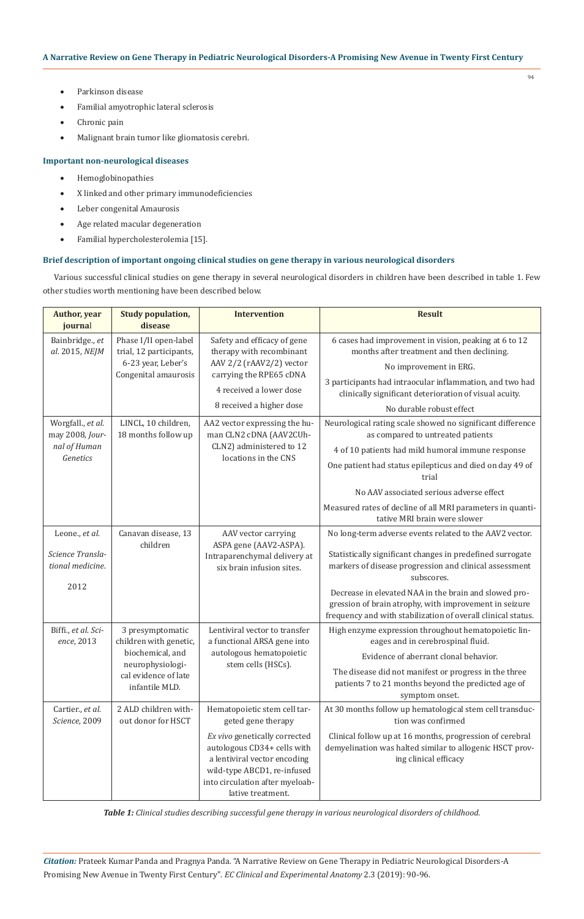- Parkinson disease
- Familial amyotrophic lateral sclerosis
- Chronic pain
- Malignant brain tumor like gliomatosis cerebri.

### Important non-neurological diseases

- Hemoglobinopathies
- X linked and other primary immunodeficiencies
- Leber congenital Amaurosis
- Age related macular degeneration
- Familial hypercholesterolemia [15].

### Brief description of important ongoing clinical studies on gene therapy in various neurological disorders

Various successful clinical studies on gene therapy in several neurological disorders in children have been described in table 1. Few other studies worth mentioning have been described below.

| Author, year journal | Study population, disease | Intervention | Result |
|---|---|---|---|
| Bainbridge., *et al.* 2015, *NEJM* | Phase I/II open-label trial, 12 participants, 6-23 year, Leber's Congenital amaurosis | Safety and efficacy of gene therapy with recombinant AAV 2/2 (rAAV2/2) vector carrying the RPE65 cDNA<br>4 received a lower dose<br>8 received a higher dose | 6 cases had improvement in vision, peaking at 6 to 12 months after treatment and then declining.<br>No improvement in ERG.<br>3 participants had intraocular inflammation, and two had clinically significant deterioration of visual acuity.<br>No durable robust effect |
| Worgfall., *et al.* may 2008, *Journal of Human Genetics* | LINCL, 10 children, 18 months follow up | AA2 vector expressing the human CLN2 cDNA (AAV2CUh-CLN2) administered to 12 locations in the CNS | Neurological rating scale showed no significant difference as compared to untreated patients<br>4 of 10 patients had mild humoral immune response<br>One patient had status epilepticus and died on day 49 of trial<br>No AAV associated serious adverse effect<br>Measured rates of decline of all MRI parameters in quantitative MRI brain were slower |
| Leone., *et al.* *Science Translational medicine.* 2012 | Canavan disease, 13 children | AAV vector carrying ASPA gene (AAV2-ASPA). Intraparenchymal delivery at six brain infusion sites. | No long-term adverse events related to the AAV2 vector.<br>Statistically significant changes in predefined surrogate markers of disease progression and clinical assessment subscores.<br>Decrease in elevated NAA in the brain and slowed progression of brain atrophy, with improvement in seizure frequency and with stabilization of overall clinical status. |
| Biffi., *et al.* *Science*, 2013 | 3 presymptomatic children with genetic, biochemical, and neurophysiological evidence of late infantile MLD. | Lentiviral vector to transfer a functional ARSA gene into autologous hematopoietic stem cells (HSCs). | High enzyme expression throughout hematopoietic lineages and in cerebrospinal fluid.<br>Evidence of aberrant clonal behavior.<br>The disease did not manifest or progress in the three patients 7 to 21 months beyond the predicted age of symptom onset. |
| Cartier., *et al.* *Science*, 2009 | 2 ALD children without donor for HSCT | Hematopoietic stem cell targeted gene therapy<br>*Ex vivo* genetically corrected autologous CD34+ cells with a lentiviral vector encoding wild-type ABCD1, re-infused into circulation after myeloablative treatment. | At 30 months follow up hematological stem cell transduction was confirmed<br>Clinical follow up at 16 months, progression of cerebral demyelination was halted similar to allogenic HSCT proving clinical efficacy |

***Table 1:*** *Clinical studies describing successful gene therapy in various neurological disorders of childhood.*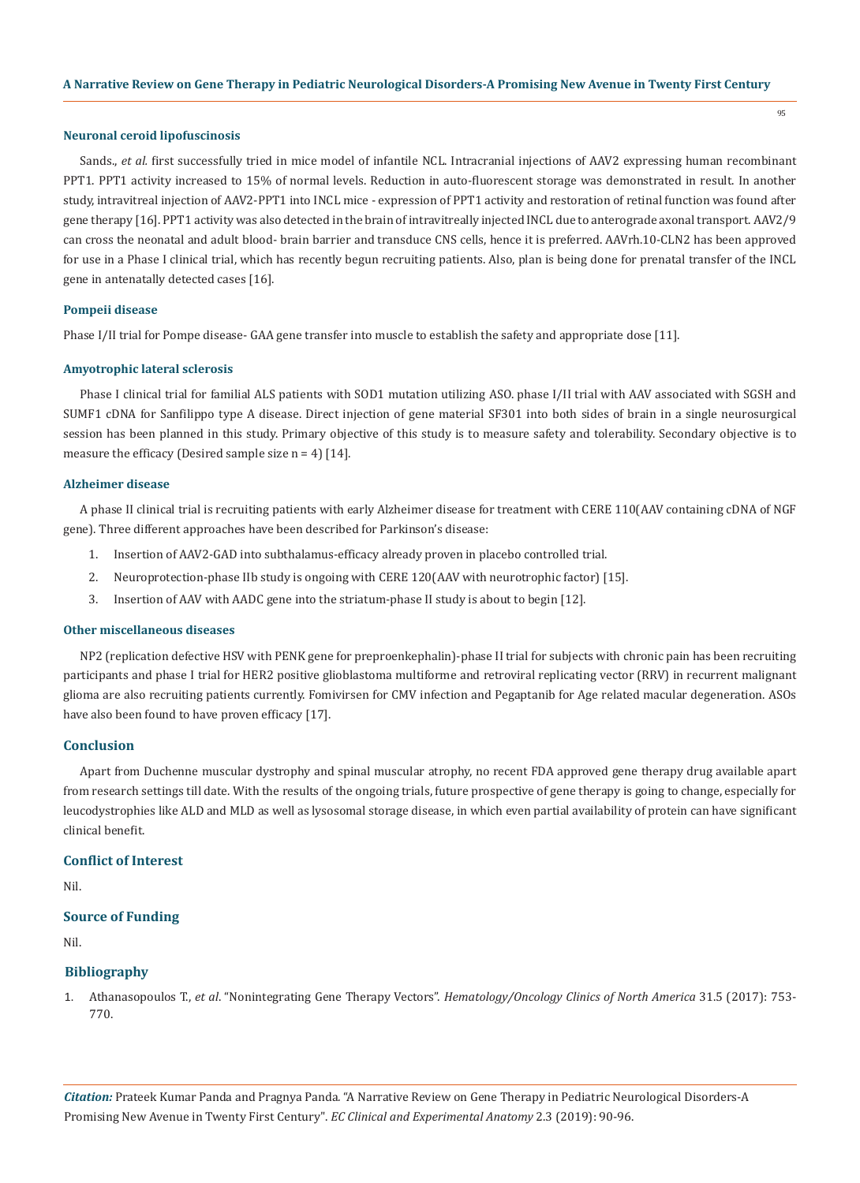### Neuronal ceroid lipofuscinosis

Sands., *et al.* first successfully tried in mice model of infantile NCL. Intracranial injections of AAV2 expressing human recombinant PPT1. PPT1 activity increased to 15% of normal levels. Reduction in auto-fluorescent storage was demonstrated in result. In another study, intravitreal injection of AAV2-PPT1 into INCL mice - expression of PPT1 activity and restoration of retinal function was found after gene therapy [16]. PPT1 activity was also detected in the brain of intravitreally injected INCL due to anterograde axonal transport. AAV2/9 can cross the neonatal and adult blood- brain barrier and transduce CNS cells, hence it is preferred. AAVrh.10-CLN2 has been approved for use in a Phase I clinical trial, which has recently begun recruiting patients. Also, plan is being done for prenatal transfer of the INCL gene in antenatally detected cases [16].

### Pompeii disease

Phase I/II trial for Pompe disease- GAA gene transfer into muscle to establish the safety and appropriate dose [11].

### Amyotrophic lateral sclerosis

Phase I clinical trial for familial ALS patients with SOD1 mutation utilizing ASO. phase I/II trial with AAV associated with SGSH and SUMF1 cDNA for Sanfilippo type A disease. Direct injection of gene material SF301 into both sides of brain in a single neurosurgical session has been planned in this study. Primary objective of this study is to measure safety and tolerability. Secondary objective is to measure the efficacy (Desired sample size n = 4) [14].

### Alzheimer disease

A phase II clinical trial is recruiting patients with early Alzheimer disease for treatment with CERE 110(AAV containing cDNA of NGF gene). Three different approaches have been described for Parkinson's disease:

1. Insertion of AAV2-GAD into subthalamus-efficacy already proven in placebo controlled trial.
2. Neuroprotection-phase IIb study is ongoing with CERE 120(AAV with neurotrophic factor) [15].
3. Insertion of AAV with AADC gene into the striatum-phase II study is about to begin [12].

### Other miscellaneous diseases

NP2 (replication defective HSV with PENK gene for preproenkephalin)-phase II trial for subjects with chronic pain has been recruiting participants and phase I trial for HER2 positive glioblastoma multiforme and retroviral replicating vector (RRV) in recurrent malignant glioma are also recruiting patients currently. Fomivirsen for CMV infection and Pegaptanib for Age related macular degeneration. ASOs have also been found to have proven efficacy [17].

## Conclusion

Apart from Duchenne muscular dystrophy and spinal muscular atrophy, no recent FDA approved gene therapy drug available apart from research settings till date. With the results of the ongoing trials, future prospective of gene therapy is going to change, especially for leucodystrophies like ALD and MLD as well as lysosomal storage disease, in which even partial availability of protein can have significant clinical benefit.

## Conflict of Interest

Nil.

## Source of Funding

Nil.

## Bibliography

1. Athanasopoulos T., *et al*. "Nonintegrating Gene Therapy Vectors". *Hematology/Oncology Clinics of North America* 31.5 (2017): 753-770.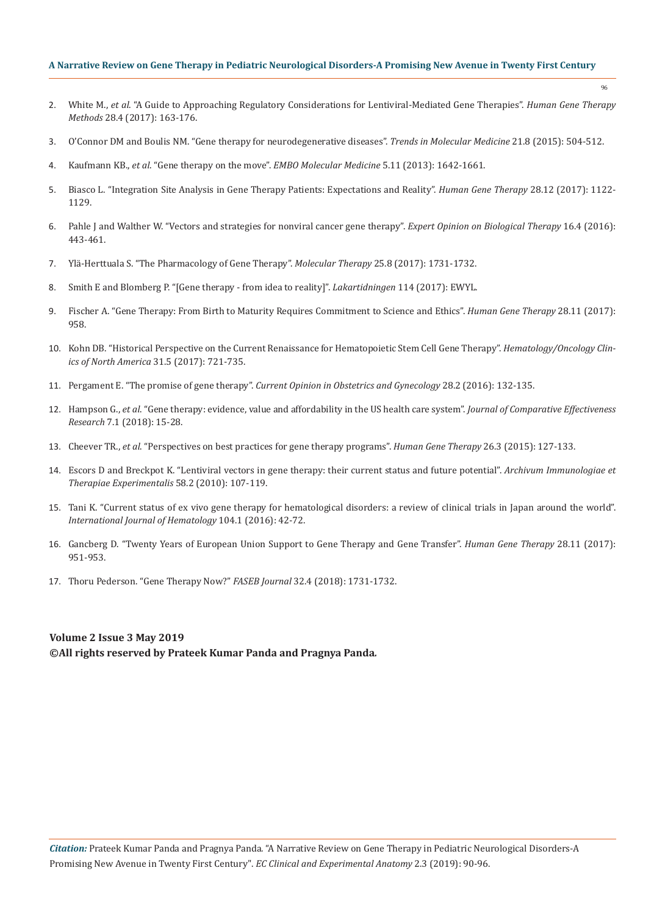2. White M., *et al*. "A Guide to Approaching Regulatory Considerations for Lentiviral-Mediated Gene Therapies". *Human Gene Therapy Methods* 28.4 (2017): 163-176.
3. O'Connor DM and Boulis NM. "Gene therapy for neurodegenerative diseases". *Trends in Molecular Medicine* 21.8 (2015): 504-512.
4. Kaufmann KB., *et al*. "Gene therapy on the move". *EMBO Molecular Medicine* 5.11 (2013): 1642-1661.
5. Biasco L. "Integration Site Analysis in Gene Therapy Patients: Expectations and Reality". *Human Gene Therapy* 28.12 (2017): 1122-1129.
6. Pahle J and Walther W. "Vectors and strategies for nonviral cancer gene therapy". *Expert Opinion on Biological Therapy* 16.4 (2016): 443-461.
7. Ylä-Herttuala S. "The Pharmacology of Gene Therapy". *Molecular Therapy* 25.8 (2017): 1731-1732.
8. Smith E and Blomberg P. "[Gene therapy - from idea to reality]". *Lakartidningen* 114 (2017): EWYL.
9. Fischer A. "Gene Therapy: From Birth to Maturity Requires Commitment to Science and Ethics". *Human Gene Therapy* 28.11 (2017): 958.
10. Kohn DB. "Historical Perspective on the Current Renaissance for Hematopoietic Stem Cell Gene Therapy". *Hematology/Oncology Clinics of North America* 31.5 (2017): 721-735.
11. Pergament E. "The promise of gene therapy". *Current Opinion in Obstetrics and Gynecology* 28.2 (2016): 132-135.
12. Hampson G., *et al*. "Gene therapy: evidence, value and affordability in the US health care system". *Journal of Comparative Effectiveness Research* 7.1 (2018): 15-28.
13. Cheever TR., *et al*. "Perspectives on best practices for gene therapy programs". *Human Gene Therapy* 26.3 (2015): 127-133.
14. Escors D and Breckpot K. "Lentiviral vectors in gene therapy: their current status and future potential". *Archivum Immunologiae et Therapiae Experimentalis* 58.2 (2010): 107-119.
15. Tani K. "Current status of ex vivo gene therapy for hematological disorders: a review of clinical trials in Japan around the world". *International Journal of Hematology* 104.1 (2016): 42-72.
16. Gancberg D. "Twenty Years of European Union Support to Gene Therapy and Gene Transfer". *Human Gene Therapy* 28.11 (2017): 951-953.
17. Thoru Pederson. "Gene Therapy Now?" *FASEB Journal* 32.4 (2018): 1731-1732.

**Volume 2 Issue 3 May 2019**
**©All rights reserved by Prateek Kumar Panda and Pragnya Panda.**